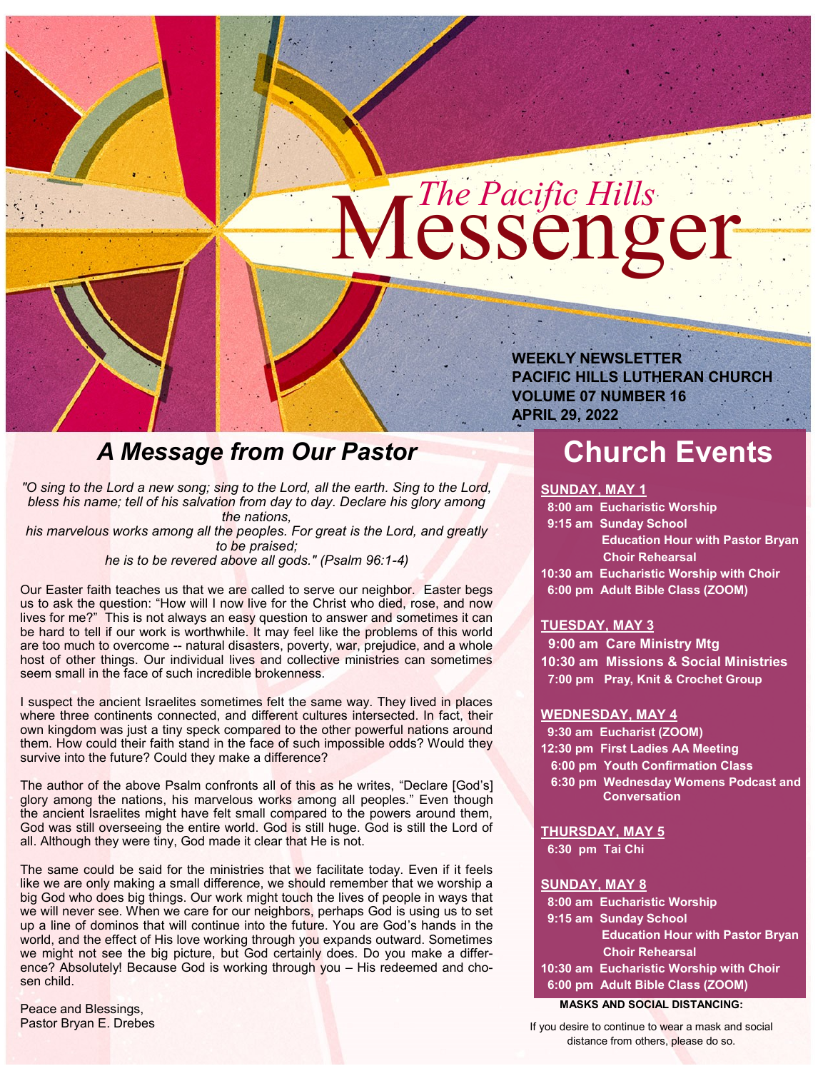# The Pacific Hills Messenger

**WEEKLY NEWSLETTER**
**PACIFIC HILLS LUTHERAN CHURCH**
**VOLUME 07 NUMBER 16**
**APRIL 29, 2022**

## *A Message from Our Pastor*

*"O sing to the Lord a new song; sing to the Lord, all the earth. Sing to the Lord, bless his name; tell of his salvation from day to day. Declare his glory among the nations,*
*his marvelous works among all the peoples. For great is the Lord, and greatly to be praised;*
*he is to be revered above all gods." (Psalm 96:1-4)*

Our Easter faith teaches us that we are called to serve our neighbor. Easter begs us to ask the question: "How will I now live for the Christ who died, rose, and now lives for me?" This is not always an easy question to answer and sometimes it can be hard to tell if our work is worthwhile. It may feel like the problems of this world are too much to overcome -- natural disasters, poverty, war, prejudice, and a whole host of other things. Our individual lives and collective ministries can sometimes seem small in the face of such incredible brokenness.

I suspect the ancient Israelites sometimes felt the same way. They lived in places where three continents connected, and different cultures intersected. In fact, their own kingdom was just a tiny speck compared to the other powerful nations around them. How could their faith stand in the face of such impossible odds? Would they survive into the future? Could they make a difference?

The author of the above Psalm confronts all of this as he writes, "Declare [God's] glory among the nations, his marvelous works among all peoples." Even though the ancient Israelites might have felt small compared to the powers around them, God was still overseeing the entire world. God is still huge. God is still the Lord of all. Although they were tiny, God made it clear that He is not.

The same could be said for the ministries that we facilitate today. Even if it feels like we are only making a small difference, we should remember that we worship a big God who does big things. Our work might touch the lives of people in ways that we will never see. When we care for our neighbors, perhaps God is using us to set up a line of dominos that will continue into the future. You are God's hands in the world, and the effect of His love working through you expands outward. Sometimes we might not see the big picture, but God certainly does. Do you make a difference? Absolutely! Because God is working through you – His redeemed and chosen child.

Peace and Blessings,
Pastor Bryan E. Drebes

## Church Events

**SUNDAY, MAY 1**
- **8:00 am** Eucharistic Worship
- **9:15 am** Sunday School
  - Education Hour with Pastor Bryan
  - Choir Rehearsal
- **10:30 am** Eucharistic Worship with Choir
- **6:00 pm** Adult Bible Class (ZOOM)

**TUESDAY, MAY 3**
- **9:00 am** Care Ministry Mtg
- **10:30 am** Missions & Social Ministries
- **7:00 pm** Pray, Knit & Crochet Group

**WEDNESDAY, MAY 4**
- **9:30 am** Eucharist (ZOOM)
- **12:30 pm** First Ladies AA Meeting
- **6:00 pm** Youth Confirmation Class
- **6:30 pm** Wednesday Womens Podcast and Conversation

**THURSDAY, MAY 5**
- **6:30 pm** Tai Chi

**SUNDAY, MAY 8**
- **8:00 am** Eucharistic Worship
- **9:15 am** Sunday School
  - Education Hour with Pastor Bryan
  - Choir Rehearsal
- **10:30 am** Eucharistic Worship with Choir
- **6:00 pm** Adult Bible Class (ZOOM)

**MASKS AND SOCIAL DISTANCING:**

If you desire to continue to wear a mask and social distance from others, please do so.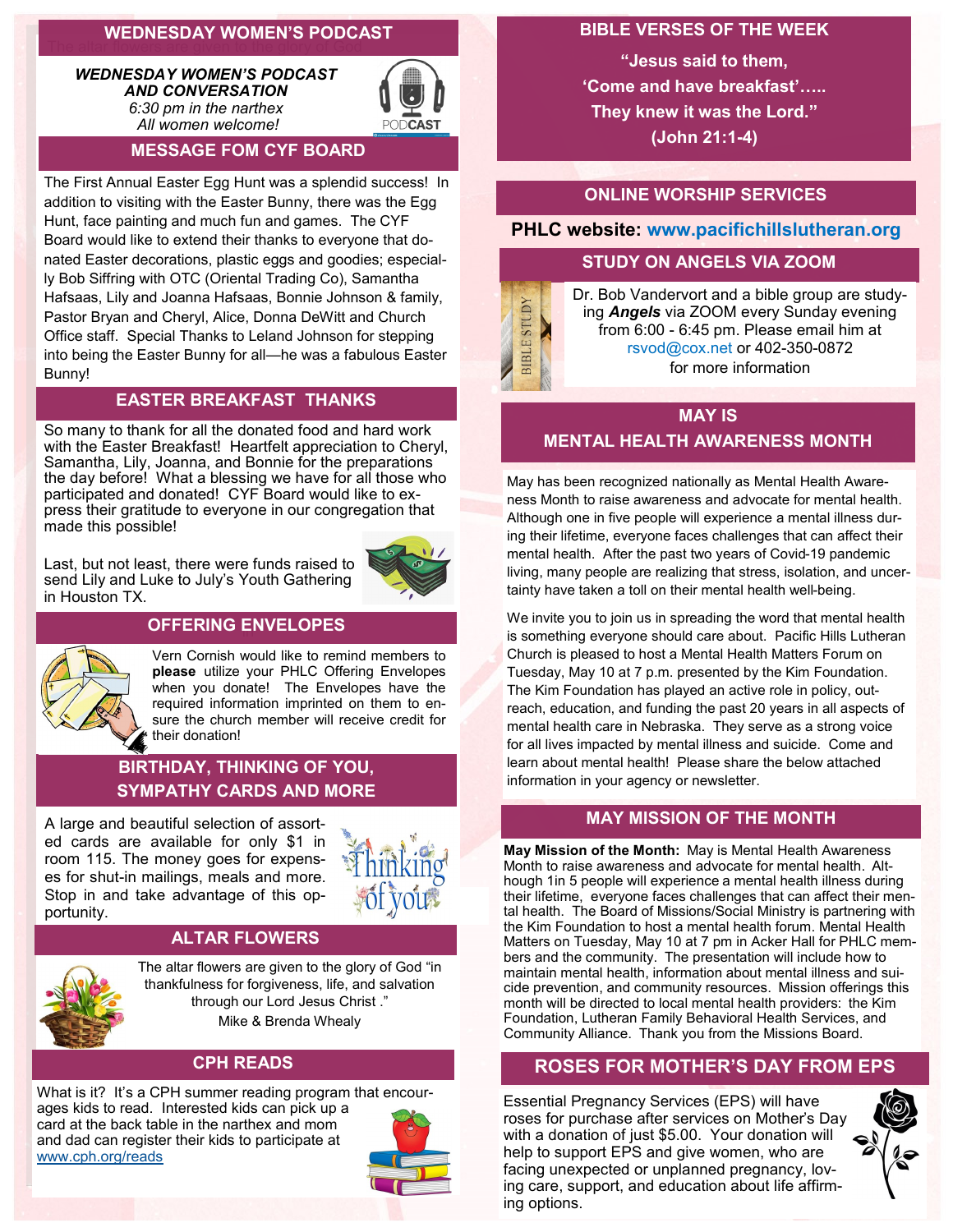## WEDNESDAY WOMEN'S PODCAST

***WEDNESDAY WOMEN'S PODCAST AND CONVERSATION***
*6:30 pm in the narthex*
*All women welcome!*

## MESSAGE FOM CYF BOARD

The First Annual Easter Egg Hunt was a splendid success! In addition to visiting with the Easter Bunny, there was the Egg Hunt, face painting and much fun and games. The CYF Board would like to extend their thanks to everyone that donated Easter decorations, plastic eggs and goodies; especially Bob Siffring with OTC (Oriental Trading Co), Samantha Hafsaas, Lily and Joanna Hafsaas, Bonnie Johnson & family, Pastor Bryan and Cheryl, Alice, Donna DeWitt and Church Office staff. Special Thanks to Leland Johnson for stepping into being the Easter Bunny for all—he was a fabulous Easter Bunny!

## EASTER BREAKFAST THANKS

So many to thank for all the donated food and hard work with the Easter Breakfast! Heartfelt appreciation to Cheryl, Samantha, Lily, Joanna, and Bonnie for the preparations the day before! What a blessing we have for all those who participated and donated! CYF Board would like to express their gratitude to everyone in our congregation that made this possible!

Last, but not least, there were funds raised to send Lily and Luke to July's Youth Gathering in Houston TX.

## OFFERING ENVELOPES

Vern Cornish would like to remind members to **please** utilize your PHLC Offering Envelopes when you donate! The Envelopes have the required information imprinted on them to ensure the church member will receive credit for their donation!

## BIRTHDAY, THINKING OF YOU, SYMPATHY CARDS AND MORE

A large and beautiful selection of assorted cards are available for only $1 in room 115. The money goes for expenses for shut-in mailings, meals and more. Stop in and take advantage of this opportunity.

## ALTAR FLOWERS

The altar flowers are given to the glory of God "in thankfulness for forgiveness, life, and salvation through our Lord Jesus Christ ."
Mike & Brenda Whealy

## CPH READS

What is it? It's a CPH summer reading program that encourages kids to read. Interested kids can pick up a card at the back table in the narthex and mom and dad can register their kids to participate at www.cph.org/reads

## BIBLE VERSES OF THE WEEK

**"Jesus said to them,**
**'Come and have breakfast'…..**
**They knew it was the Lord."**
**(John 21:1-4)**

## ONLINE WORSHIP SERVICES

**PHLC website: www.pacifichillslutheran.org**

## STUDY ON ANGELS VIA ZOOM

Dr. Bob Vandervort and a bible group are studying ***Angels*** via ZOOM every Sunday evening from 6:00 - 6:45 pm. Please email him at rsvod@cox.net or 402-350-0872 for more information

## MAY IS MENTAL HEALTH AWARENESS MONTH

May has been recognized nationally as Mental Health Awareness Month to raise awareness and advocate for mental health. Although one in five people will experience a mental illness during their lifetime, everyone faces challenges that can affect their mental health. After the past two years of Covid-19 pandemic living, many people are realizing that stress, isolation, and uncertainty have taken a toll on their mental health well-being.

We invite you to join us in spreading the word that mental health is something everyone should care about. Pacific Hills Lutheran Church is pleased to host a Mental Health Matters Forum on Tuesday, May 10 at 7 p.m. presented by the Kim Foundation. The Kim Foundation has played an active role in policy, outreach, education, and funding the past 20 years in all aspects of mental health care in Nebraska. They serve as a strong voice for all lives impacted by mental illness and suicide. Come and learn about mental health! Please share the below attached information in your agency or newsletter.

## MAY MISSION OF THE MONTH

**May Mission of the Month:** May is Mental Health Awareness Month to raise awareness and advocate for mental health. Although 1in 5 people will experience a mental health illness during their lifetime, everyone faces challenges that can affect their mental health. The Board of Missions/Social Ministry is partnering with the Kim Foundation to host a mental health forum. Mental Health Matters on Tuesday, May 10 at 7 pm in Acker Hall for PHLC members and the community. The presentation will include how to maintain mental health, information about mental illness and suicide prevention, and community resources. Mission offerings this month will be directed to local mental health providers: the Kim Foundation, Lutheran Family Behavioral Health Services, and Community Alliance. Thank you from the Missions Board.

## ROSES FOR MOTHER'S DAY FROM EPS

Essential Pregnancy Services (EPS) will have roses for purchase after services on Mother's Day with a donation of just $5.00. Your donation will help to support EPS and give women, who are facing unexpected or unplanned pregnancy, loving care, support, and education about life affirming options.